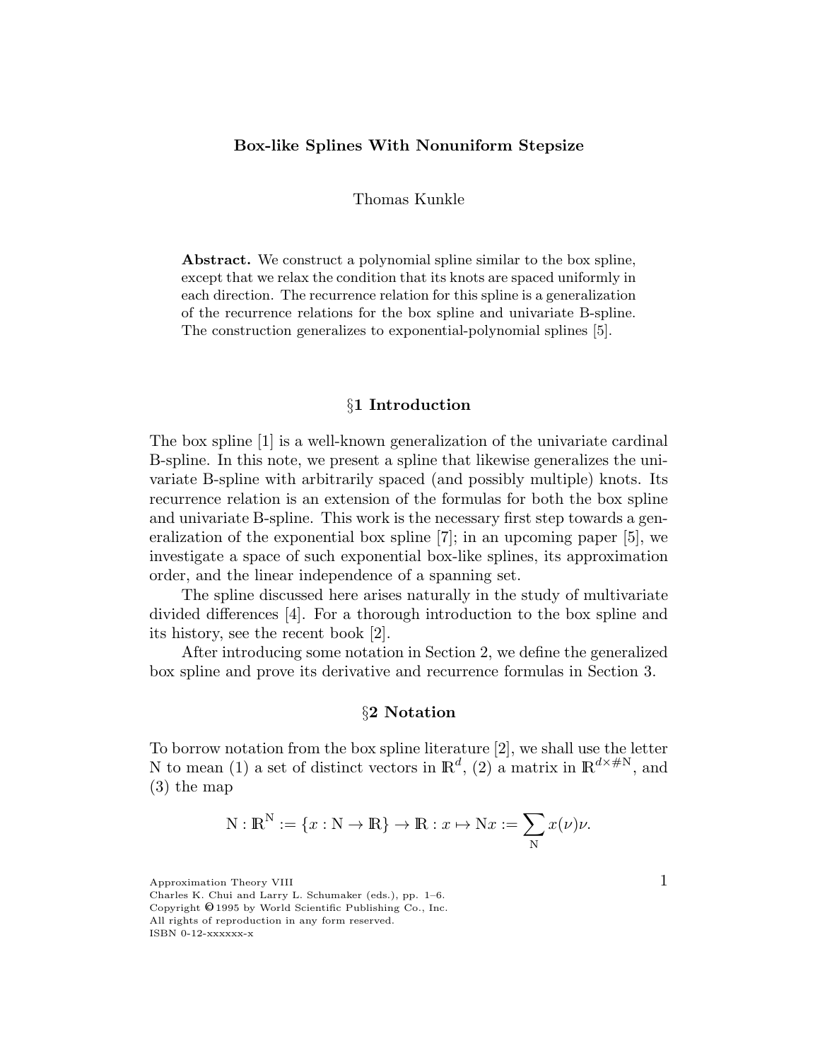# Box-like Splines With Nonuniform Stepsize

Thomas Kunkle

**Abstract.** We construct a polynomial spline similar to the box spline, except that we relax the condition that its knots are spaced uniformly in each direction. The recurrence relation for this spline is a generalization of the recurrence relations for the box spline and univariate B-spline. The construction generalizes to exponential-polynomial splines [5].

## §1 Introduction

The box spline [1] is a well-known generalization of the univariate cardinal B-spline. In this note, we present a spline that likewise generalizes the univariate B-spline with arbitrarily spaced (and possibly multiple) knots. Its recurrence relation is an extension of the formulas for both the box spline and univariate B-spline. This work is the necessary first step towards a generalization of the exponential box spline [7]; in an upcoming paper [5], we investigate a space of such exponential box-like splines, its approximation order, and the linear independence of a spanning set.

The spline discussed here arises naturally in the study of multivariate divided differences [4]. For a thorough introduction to the box spline and its history, see the recent book [2].

After introducing some notation in Section 2, we define the generalized box spline and prove its derivative and recurrence formulas in Section 3.

## §2 Notation

To borrow notation from the box spline literature [2], we shall use the letter N to mean (1) a set of distinct vectors in $\mathbb{R}^d$, (2) a matrix in $\mathbb{R}^{d\times \#\mathrm{N}}$, and (3) the map

$$\mathrm{N} : \mathbb{R}^{\mathrm{N}} := \{x : \mathrm{N} \to \mathbb{R}\} \to \mathbb{R} : x \mapsto \mathrm{N}x := \sum_{\mathrm{N}} x(\nu)\nu.$$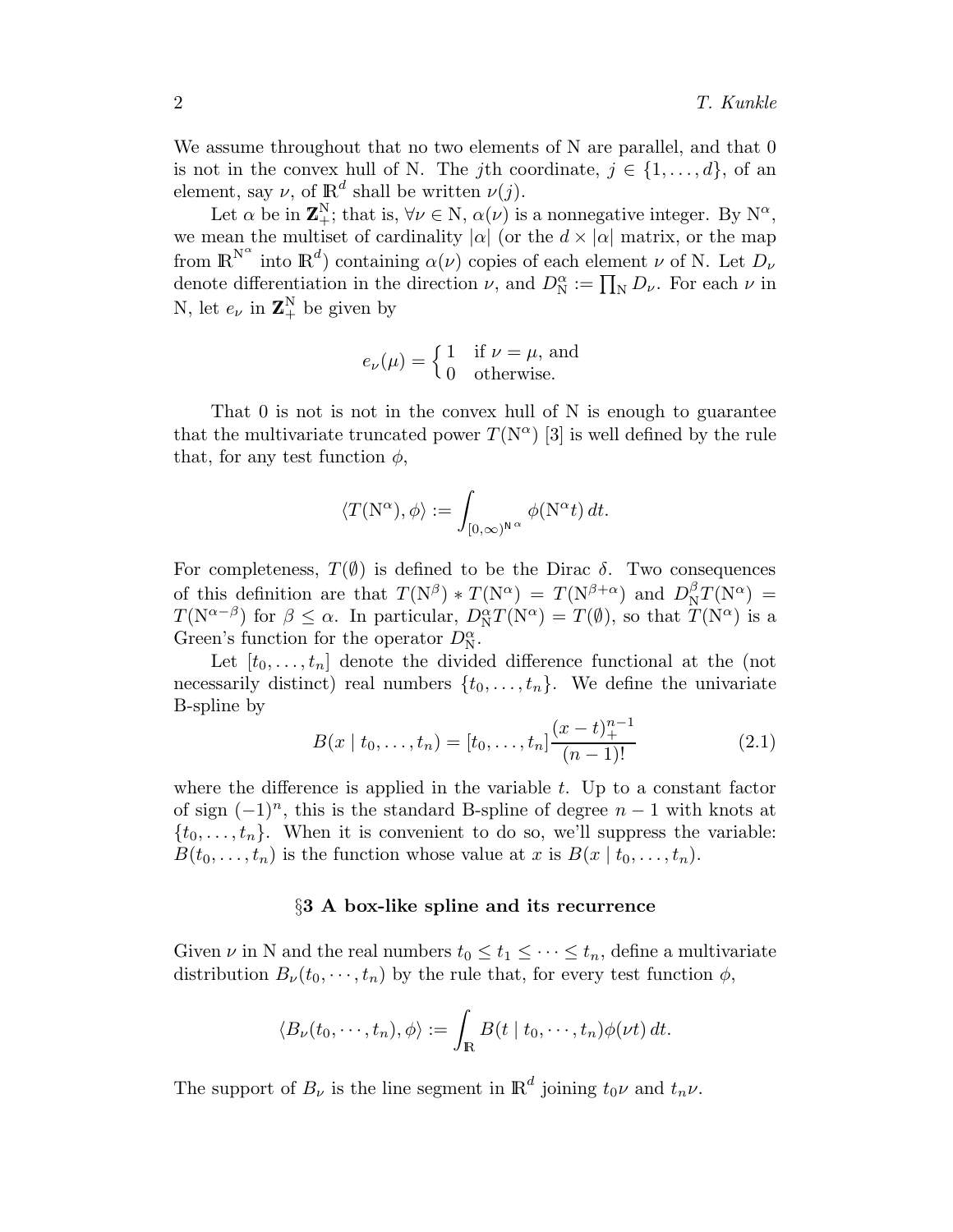We assume throughout that no two elements of N are parallel, and that 0 is not in the convex hull of N. The $j$th coordinate, $j \in \{1, \ldots, d\}$, of an element, say $\nu$, of $\mathbb{R}^d$ shall be written $\nu(j)$.

Let $\alpha$ be in $\mathbf{Z}_+^{\mathrm{N}}$; that is, $\forall \nu \in \mathrm{N}$, $\alpha(\nu)$ is a nonnegative integer. By $\mathrm{N}^\alpha$, we mean the multiset of cardinality $|\alpha|$ (or the $d \times |\alpha|$ matrix, or the map from $\mathbb{R}^{\mathrm{N}^\alpha}$ into $\mathbb{R}^d$) containing $\alpha(\nu)$ copies of each element $\nu$ of N. Let $D_\nu$ denote differentiation in the direction $\nu$, and $D_{\mathrm{N}}^\alpha := \prod_{\mathrm{N}} D_\nu$. For each $\nu$ in N, let $e_\nu$ in $\mathbf{Z}_+^{\mathrm{N}}$ be given by

$$e_\nu(\mu) = \begin{cases} 1 & \text{if } \nu = \mu, \text{ and} \\ 0 & \text{otherwise.} \end{cases}$$

That 0 is not is not in the convex hull of N is enough to guarantee that the multivariate truncated power $T(\mathrm{N}^\alpha)$ [3] is well defined by the rule that, for any test function $\phi$,

$$\langle T(\mathrm{N}^\alpha), \phi \rangle := \int_{[0,\infty)^{\mathrm{N}^\alpha}} \phi(\mathrm{N}^\alpha t)\, dt.$$

For completeness, $T(\emptyset)$ is defined to be the Dirac $\delta$. Two consequences of this definition are that $T(\mathrm{N}^\beta) * T(\mathrm{N}^\alpha) = T(\mathrm{N}^{\beta+\alpha})$ and $D_{\mathrm{N}}^\beta T(\mathrm{N}^\alpha) = T(\mathrm{N}^{\alpha-\beta})$ for $\beta \leq \alpha$. In particular, $D_{\mathrm{N}}^\alpha T(\mathrm{N}^\alpha) = T(\emptyset)$, so that $T(\mathrm{N}^\alpha)$ is a Green's function for the operator $D_{\mathrm{N}}^\alpha$.

Let $[t_0, \ldots, t_n]$ denote the divided difference functional at the (not necessarily distinct) real numbers $\{t_0, \ldots, t_n\}$. We define the univariate B-spline by

$$B(x \mid t_0, \ldots, t_n) = [t_0, \ldots, t_n] \frac{(x-t)_+^{n-1}}{(n-1)!} \tag{2.1}$$

where the difference is applied in the variable $t$. Up to a constant factor of sign $(-1)^n$, this is the standard B-spline of degree $n-1$ with knots at $\{t_0, \ldots, t_n\}$. When it is convenient to do so, we'll suppress the variable: $B(t_0, \ldots, t_n)$ is the function whose value at $x$ is $B(x \mid t_0, \ldots, t_n)$.

## §3 A box-like spline and its recurrence

Given $\nu$ in N and the real numbers $t_0 \leq t_1 \leq \cdots \leq t_n$, define a multivariate distribution $B_\nu(t_0, \cdots, t_n)$ by the rule that, for every test function $\phi$,

$$\langle B_\nu(t_0, \cdots, t_n), \phi \rangle := \int_{\mathbb{R}} B(t \mid t_0, \cdots, t_n) \phi(\nu t)\, dt.$$

The support of $B_\nu$ is the line segment in $\mathbb{R}^d$ joining $t_0 \nu$ and $t_n \nu$.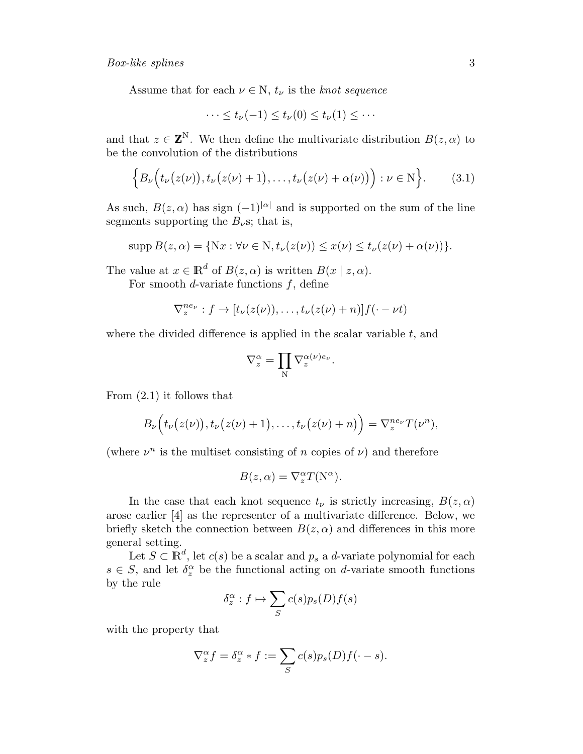Assume that for each $\nu \in \mathrm{N}$, $t_\nu$ is the *knot sequence*

$$\cdots \le t_\nu(-1) \le t_\nu(0) \le t_\nu(1) \le \cdots$$

and that $z \in \mathbf{Z}^{\mathrm{N}}$. We then define the multivariate distribution $B(z, \alpha)$ to be the convolution of the distributions

$$\Big\{ B_\nu\Big(t_\nu\big(z(\nu)\big), t_\nu\big(z(\nu)+1\big), \ldots, t_\nu\big(z(\nu)+\alpha(\nu)\big)\Big) : \nu \in \mathrm{N} \Big\}. \tag{3.1}$$

As such, $B(z, \alpha)$ has sign $(-1)^{|\alpha|}$ and is supported on the sum of the line segments supporting the $B_\nu$s; that is,

$$\operatorname{supp} B(z, \alpha) = \{\mathrm{N}x : \forall \nu \in \mathrm{N}, t_\nu(z(\nu)) \le x(\nu) \le t_\nu(z(\nu) + \alpha(\nu))\}.$$

The value at $x \in \mathbb{R}^d$ of $B(z, \alpha)$ is written $B(x \mid z, \alpha)$.

For smooth $d$-variate functions $f$, define

$$\nabla_z^{ne_\nu} : f \to [t_\nu(z(\nu)), \ldots, t_\nu(z(\nu) + n)] f(\cdot - \nu t)$$

where the divided difference is applied in the scalar variable $t$, and

$$\nabla_z^\alpha = \prod_{\mathrm{N}} \nabla_z^{\alpha(\nu) e_\nu}.$$

From (2.1) it follows that

$$B_\nu\Big(t_\nu\big(z(\nu)\big), t_\nu\big(z(\nu)+1\big), \ldots, t_\nu\big(z(\nu)+n\big)\Big) = \nabla_z^{ne_\nu} T(\nu^n),$$

(where $\nu^n$ is the multiset consisting of $n$ copies of $\nu$) and therefore

$$B(z, \alpha) = \nabla_z^\alpha T(\mathrm{N}^\alpha).$$

In the case that each knot sequence $t_\nu$ is strictly increasing, $B(z, \alpha)$ arose earlier [4] as the representer of a multivariate difference. Below, we briefly sketch the connection between $B(z, \alpha)$ and differences in this more general setting.

Let $S \subset \mathbb{R}^d$, let $c(s)$ be a scalar and $p_s$ a $d$-variate polynomial for each $s \in S$, and let $\delta_z^\alpha$ be the functional acting on $d$-variate smooth functions by the rule

$$\delta_z^\alpha : f \mapsto \sum_S c(s) p_s(D) f(s)$$

with the property that

$$\nabla_z^\alpha f = \delta_z^\alpha * f := \sum_S c(s) p_s(D) f(\cdot - s).$$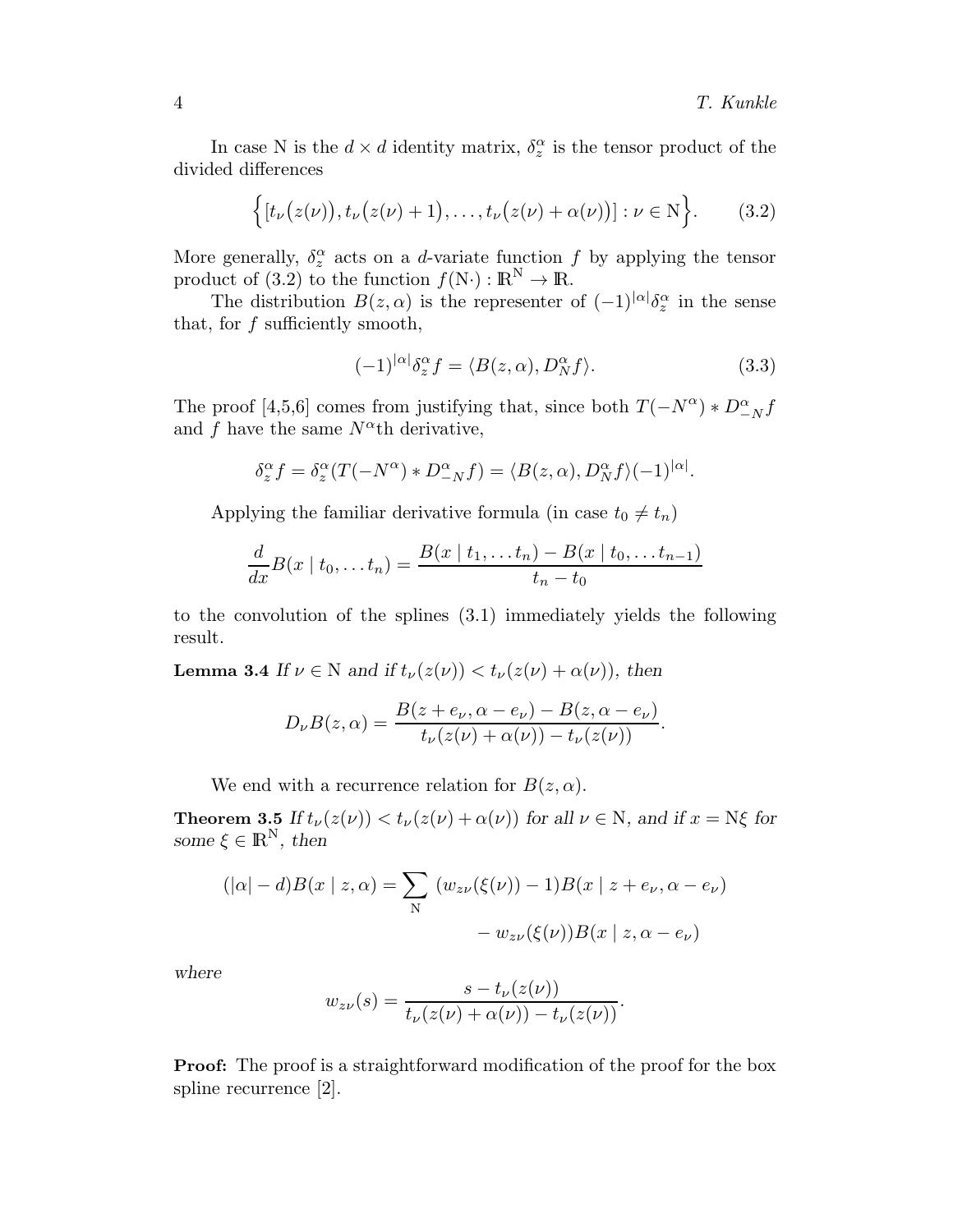In case N is the $d \times d$ identity matrix, $\delta_z^\alpha$ is the tensor product of the divided differences

$$\Big\{[t_\nu\big(z(\nu)\big), t_\nu\big(z(\nu)+1\big), \ldots, t_\nu\big(z(\nu)+\alpha(\nu)\big)] : \nu \in \mathrm{N}\Big\}. \tag{3.2}$$

More generally, $\delta_z^\alpha$ acts on a $d$-variate function $f$ by applying the tensor product of (3.2) to the function $f(\mathrm{N}\cdot) : \mathbb{R}^{\mathrm{N}} \to \mathbb{R}$.

The distribution $B(z,\alpha)$ is the representer of $(-1)^{|\alpha|}\delta_z^\alpha$ in the sense that, for $f$ sufficiently smooth,

$$(-1)^{|\alpha|}\delta_z^\alpha f = \langle B(z,\alpha), D_N^\alpha f\rangle. \tag{3.3}$$

The proof [4,5,6] comes from justifying that, since both $T(-N^\alpha) * D_{-N}^\alpha f$ and $f$ have the same $N^\alpha$th derivative,

$$\delta_z^\alpha f = \delta_z^\alpha (T(-N^\alpha) * D_{-N}^\alpha f) = \langle B(z,\alpha), D_N^\alpha f\rangle (-1)^{|\alpha|}.$$

Applying the familiar derivative formula (in case $t_0 \neq t_n$)

$$\frac{d}{dx} B(x \mid t_0, \ldots t_n) = \frac{B(x \mid t_1, \ldots t_n) - B(x \mid t_0, \ldots t_{n-1})}{t_n - t_0}$$

to the convolution of the splines (3.1) immediately yields the following result.

**Lemma 3.4** *If $\nu \in \mathrm{N}$ and if $t_\nu(z(\nu)) < t_\nu(z(\nu)+\alpha(\nu))$, then*

$$D_\nu B(z,\alpha) = \frac{B(z+e_\nu, \alpha - e_\nu) - B(z, \alpha - e_\nu)}{t_\nu(z(\nu)+\alpha(\nu)) - t_\nu(z(\nu))}.$$

We end with a recurrence relation for $B(z,\alpha)$.

**Theorem 3.5** *If $t_\nu(z(\nu)) < t_\nu(z(\nu)+\alpha(\nu))$ for all $\nu \in \mathrm{N}$, and if $x = \mathrm{N}\xi$ for some $\xi \in \mathbb{R}^{\mathrm{N}}$, then*

$$\begin{aligned}(|\alpha| - d)B(x \mid z, \alpha) = \sum_{\mathrm{N}} \ & (w_{z\nu}(\xi(\nu)) - 1) B(x \mid z + e_\nu, \alpha - e_\nu) \\ & - w_{z\nu}(\xi(\nu)) B(x \mid z, \alpha - e_\nu)\end{aligned}$$

*where*

$$w_{z\nu}(s) = \frac{s - t_\nu(z(\nu))}{t_\nu(z(\nu)+\alpha(\nu)) - t_\nu(z(\nu))}.$$

**Proof:** The proof is a straightforward modification of the proof for the box spline recurrence [2].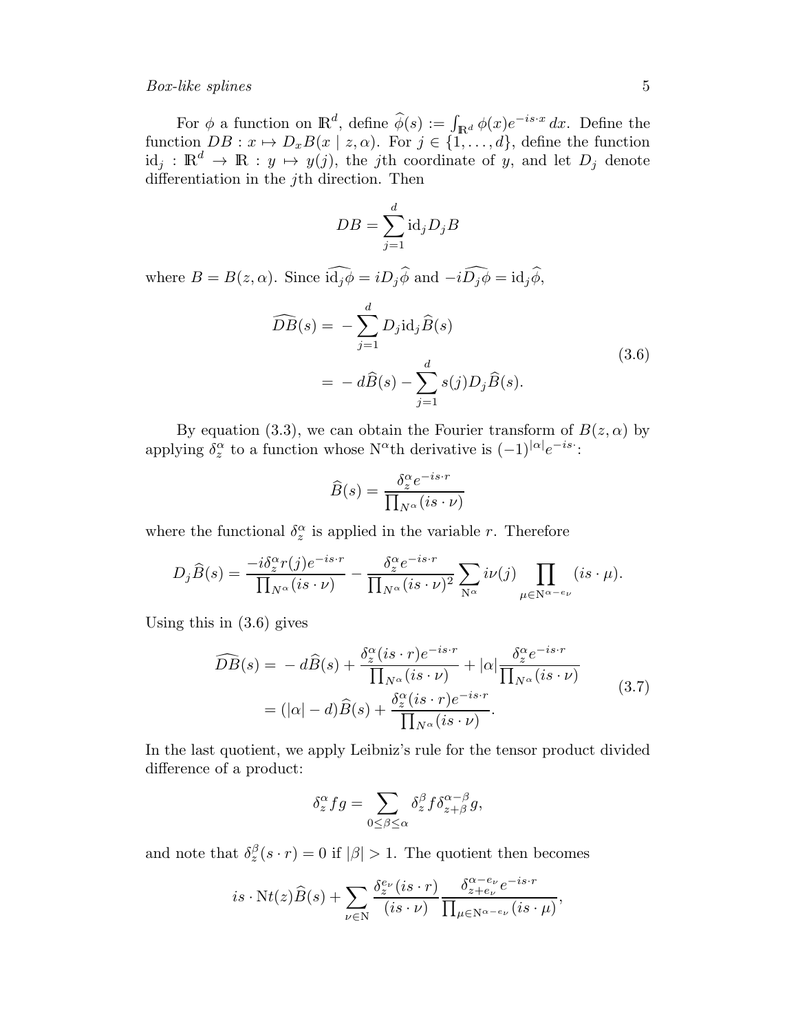For $\phi$ a function on $\mathbb{R}^d$, define $\widehat{\phi}(s) := \int_{\mathbb{R}^d} \phi(x) e^{-is\cdot x}\, dx$. Define the function $DB : x \mapsto D_x B(x \mid z, \alpha)$. For $j \in \{1, \ldots, d\}$, define the function $\mathrm{id}_j : \mathbb{R}^d \to \mathbb{R} : y \mapsto y(j)$, the $j$th coordinate of $y$, and let $D_j$ denote differentiation in the $j$th direction. Then

$$DB = \sum_{j=1}^{d} \mathrm{id}_j D_j B$$

where $B = B(z, \alpha)$. Since $\widehat{\mathrm{id}_j \phi} = i D_j \widehat{\phi}$ and $-i\widehat{D_j \phi} = \mathrm{id}_j \widehat{\phi}$,

$$\begin{aligned}
\widehat{DB}(s) &= -\sum_{j=1}^{d} D_j \mathrm{id}_j \widehat{B}(s) \\
&= -\, d\widehat{B}(s) - \sum_{j=1}^{d} s(j) D_j \widehat{B}(s).
\end{aligned} \tag{3.6}$$

By equation (3.3), we can obtain the Fourier transform of $B(z, \alpha)$ by applying $\delta_z^\alpha$ to a function whose $\mathrm{N}^\alpha$th derivative is $(-1)^{|\alpha|} e^{-is\cdot}$:

$$\widehat{B}(s) = \frac{\delta_z^\alpha e^{-is\cdot r}}{\prod_{N^\alpha} (is \cdot \nu)}$$

where the functional $\delta_z^\alpha$ is applied in the variable $r$. Therefore

$$D_j \widehat{B}(s) = \frac{-i\delta_z^\alpha r(j) e^{-is\cdot r}}{\prod_{N^\alpha}(is\cdot\nu)} - \frac{\delta_z^\alpha e^{-is\cdot r}}{\prod_{N^\alpha}(is\cdot \nu)^2} \sum_{\mathrm{N}^\alpha} i\nu(j) \prod_{\mu \in \mathrm{N}^{\alpha - e_\nu}} (is \cdot \mu).$$

Using this in (3.6) gives

$$\begin{aligned}
\widehat{DB}(s) &= -\, d\widehat{B}(s) + \frac{\delta_z^\alpha (is\cdot r) e^{-is\cdot r}}{\prod_{N^\alpha}(is\cdot\nu)} + |\alpha| \frac{\delta_z^\alpha e^{-is\cdot r}}{\prod_{N^\alpha}(is\cdot\nu)} \\
&= (|\alpha| - d)\widehat{B}(s) + \frac{\delta_z^\alpha (is\cdot r) e^{-is\cdot r}}{\prod_{N^\alpha}(is\cdot\nu)}.
\end{aligned} \tag{3.7}$$

In the last quotient, we apply Leibniz's rule for the tensor product divided difference of a product:

$$\delta_z^\alpha fg = \sum_{0 \le \beta \le \alpha} \delta_z^\beta f \delta_{z+\beta}^{\alpha-\beta} g,$$

and note that $\delta_z^\beta (s \cdot r) = 0$ if $|\beta| > 1$. The quotient then becomes

$$is \cdot \mathrm{N}t(z) \widehat{B}(s) + \sum_{\nu \in \mathrm{N}} \frac{\delta_z^{e_\nu}(is\cdot r)}{(is\cdot\nu)} \frac{\delta_{z+e_\nu}^{\alpha-e_\nu} e^{-is\cdot r}}{\prod_{\mu \in \mathrm{N}^{\alpha-e_\nu}} (is\cdot\mu)},$$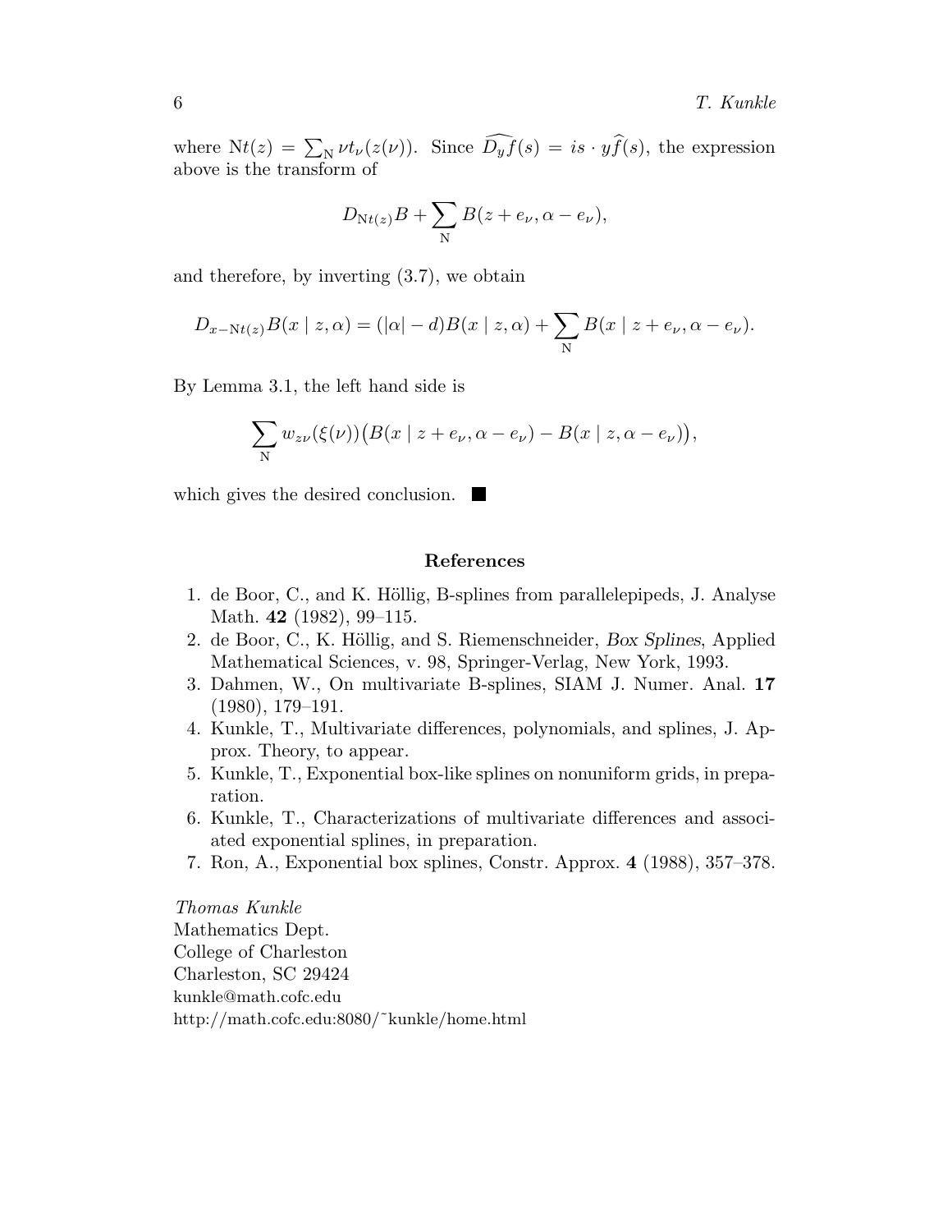where $\mathrm{N}t(z) = \sum_{\mathrm{N}} \nu t_\nu(z(\nu))$. Since $\widehat{D_y f}(s) = is \cdot y \widehat{f}(s)$, the expression above is the transform of

$$D_{\mathrm{N}t(z)} B + \sum_{\mathrm{N}} B(z + e_\nu, \alpha - e_\nu),$$

and therefore, by inverting (3.7), we obtain

$$D_{x - \mathrm{N}t(z)} B(x \mid z, \alpha) = (|\alpha| - d) B(x \mid z, \alpha) + \sum_{\mathrm{N}} B(x \mid z + e_\nu, \alpha - e_\nu).$$

By Lemma 3.1, the left hand side is

$$\sum_{\mathrm{N}} w_{z\nu}(\xi(\nu)) \big( B(x \mid z + e_\nu, \alpha - e_\nu) - B(x \mid z, \alpha - e_\nu) \big),$$

which gives the desired conclusion. ∎

## References

1. de Boor, C., and K. Höllig, B-splines from parallelepipeds, J. Analyse Math. **42** (1982), 99–115.
2. de Boor, C., K. Höllig, and S. Riemenschneider, *Box Splines*, Applied Mathematical Sciences, v. 98, Springer-Verlag, New York, 1993.
3. Dahmen, W., On multivariate B-splines, SIAM J. Numer. Anal. **17** (1980), 179–191.
4. Kunkle, T., Multivariate differences, polynomials, and splines, J. Approx. Theory, to appear.
5. Kunkle, T., Exponential box-like splines on nonuniform grids, in preparation.
6. Kunkle, T., Characterizations of multivariate differences and associated exponential splines, in preparation.
7. Ron, A., Exponential box splines, Constr. Approx. **4** (1988), 357–378.

*Thomas Kunkle*
Mathematics Dept.
College of Charleston
Charleston, SC 29424
kunkle@math.cofc.edu
http://math.cofc.edu:8080/~kunkle/home.html